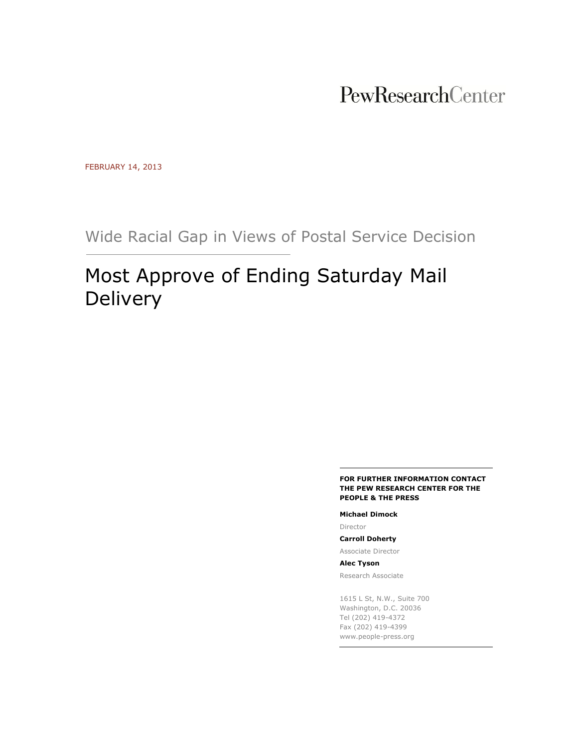PewResearchCenter

FEBRUARY 14, 2013

## Wide Racial Gap in Views of Postal Service Decision

# Most Approve of Ending Saturday Mail Delivery

**FOR FURTHER INFORMATION CONTACT THE PEW RESEARCH CENTER FOR THE PEOPLE & THE PRESS**

**Michael Dimock**

Director

**Carroll Doherty**

Associate Director

**Alec Tyson**

Research Associate

1615 L St, N.W., Suite 700
Washington, D.C. 20036
Tel (202) 419-4372
Fax (202) 419-4399
www.people-press.org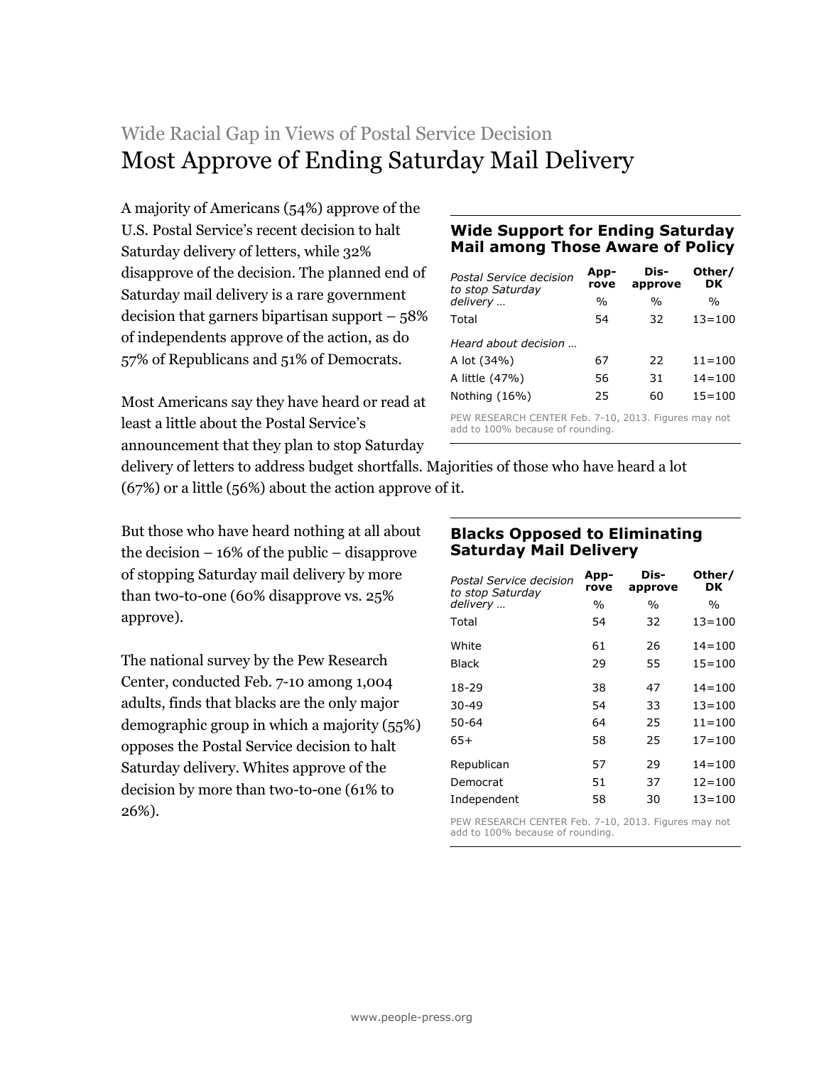## Wide Racial Gap in Views of Postal Service Decision

# Most Approve of Ending Saturday Mail Delivery

A majority of Americans (54%) approve of the U.S. Postal Service's recent decision to halt Saturday delivery of letters, while 32% disapprove of the decision. The planned end of Saturday mail delivery is a rare government decision that garners bipartisan support – 58% of independents approve of the action, as do 57% of Republicans and 51% of Democrats.

Most Americans say they have heard or read at least a little about the Postal Service's announcement that they plan to stop Saturday delivery of letters to address budget shortfalls. Majorities of those who have heard a lot (67%) or a little (56%) about the action approve of it.

### Wide Support for Ending Saturday Mail among Those Aware of Policy

| *Postal Service decision to stop Saturday delivery …* | Approve | Disapprove | Other/DK |
|---|---|---|---|
| | % | % | % |
| Total | 54 | 32 | 13=100 |
| *Heard about decision …* | | | |
| A lot (34%) | 67 | 22 | 11=100 |
| A little (47%) | 56 | 31 | 14=100 |
| Nothing (16%) | 25 | 60 | 15=100 |

PEW RESEARCH CENTER Feb. 7-10, 2013. Figures may not add to 100% because of rounding.

But those who have heard nothing at all about the decision – 16% of the public – disapprove of stopping Saturday mail delivery by more than two-to-one (60% disapprove vs. 25% approve).

The national survey by the Pew Research Center, conducted Feb. 7-10 among 1,004 adults, finds that blacks are the only major demographic group in which a majority (55%) opposes the Postal Service decision to halt Saturday delivery. Whites approve of the decision by more than two-to-one (61% to 26%).

### Blacks Opposed to Eliminating Saturday Mail Delivery

| *Postal Service decision to stop Saturday delivery …* | Approve | Disapprove | Other/DK |
|---|---|---|---|
| | % | % | % |
| Total | 54 | 32 | 13=100 |
| White | 61 | 26 | 14=100 |
| Black | 29 | 55 | 15=100 |
| 18-29 | 38 | 47 | 14=100 |
| 30-49 | 54 | 33 | 13=100 |
| 50-64 | 64 | 25 | 11=100 |
| 65+ | 58 | 25 | 17=100 |
| Republican | 57 | 29 | 14=100 |
| Democrat | 51 | 37 | 12=100 |
| Independent | 58 | 30 | 13=100 |

PEW RESEARCH CENTER Feb. 7-10, 2013. Figures may not add to 100% because of rounding.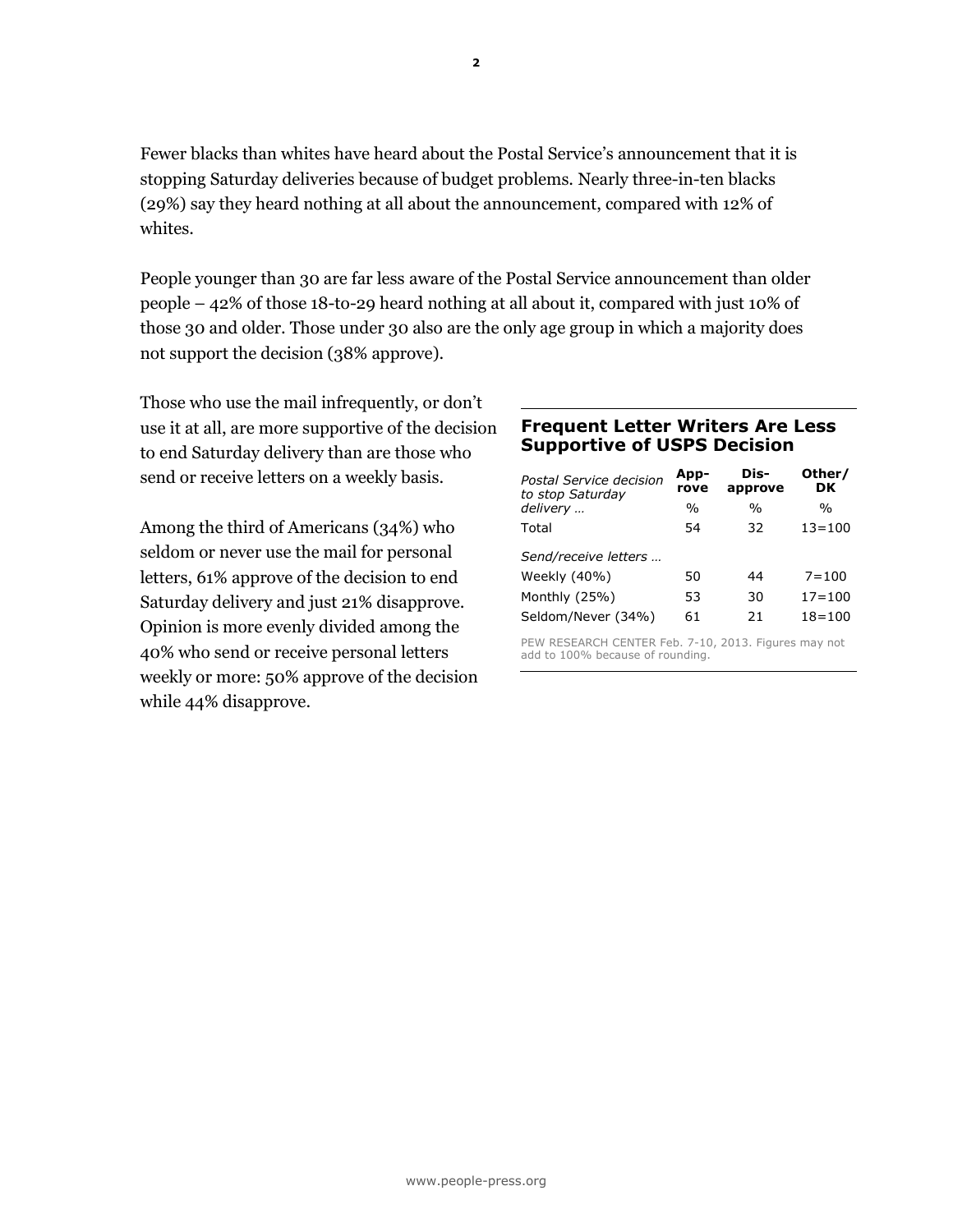Fewer blacks than whites have heard about the Postal Service's announcement that it is stopping Saturday deliveries because of budget problems. Nearly three-in-ten blacks (29%) say they heard nothing at all about the announcement, compared with 12% of whites.

People younger than 30 are far less aware of the Postal Service announcement than older people – 42% of those 18-to-29 heard nothing at all about it, compared with just 10% of those 30 and older. Those under 30 also are the only age group in which a majority does not support the decision (38% approve).

Those who use the mail infrequently, or don't use it at all, are more supportive of the decision to end Saturday delivery than are those who send or receive letters on a weekly basis.

Among the third of Americans (34%) who seldom or never use the mail for personal letters, 61% approve of the decision to end Saturday delivery and just 21% disapprove. Opinion is more evenly divided among the 40% who send or receive personal letters weekly or more: 50% approve of the decision while 44% disapprove.

**Frequent Letter Writers Are Less Supportive of USPS Decision**

| *Postal Service decision to stop Saturday delivery …* | Approve | Disapprove | Other/DK |
|---|---|---|---|
| | % | % | % |
| Total | 54 | 32 | 13=100 |
| *Send/receive letters …* | | | |
| Weekly (40%) | 50 | 44 | 7=100 |
| Monthly (25%) | 53 | 30 | 17=100 |
| Seldom/Never (34%) | 61 | 21 | 18=100 |

PEW RESEARCH CENTER Feb. 7-10, 2013. Figures may not add to 100% because of rounding.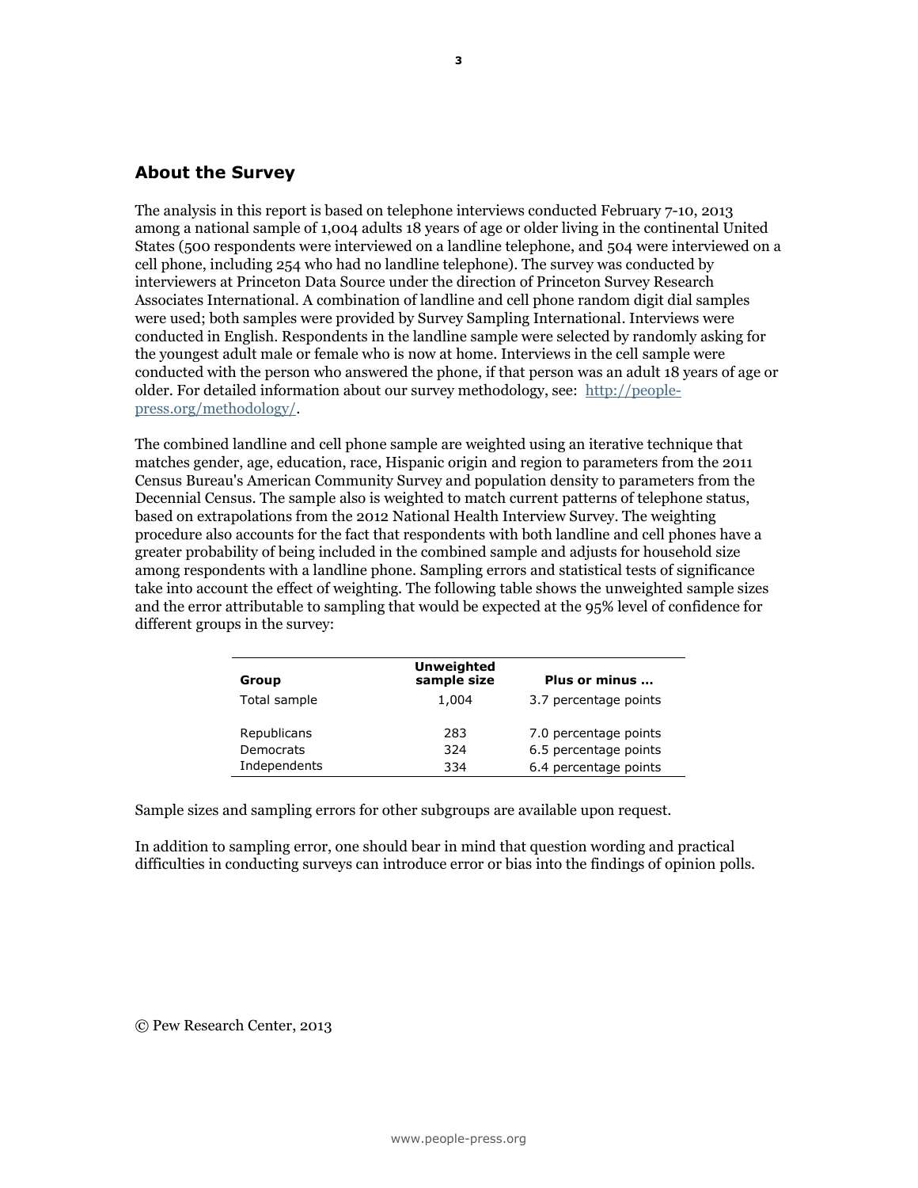## About the Survey

The analysis in this report is based on telephone interviews conducted February 7-10, 2013 among a national sample of 1,004 adults 18 years of age or older living in the continental United States (500 respondents were interviewed on a landline telephone, and 504 were interviewed on a cell phone, including 254 who had no landline telephone). The survey was conducted by interviewers at Princeton Data Source under the direction of Princeton Survey Research Associates International. A combination of landline and cell phone random digit dial samples were used; both samples were provided by Survey Sampling International. Interviews were conducted in English. Respondents in the landline sample were selected by randomly asking for the youngest adult male or female who is now at home. Interviews in the cell sample were conducted with the person who answered the phone, if that person was an adult 18 years of age or older. For detailed information about our survey methodology, see: [http://people-press.org/methodology/](http://people-press.org/methodology/).

The combined landline and cell phone sample are weighted using an iterative technique that matches gender, age, education, race, Hispanic origin and region to parameters from the 2011 Census Bureau's American Community Survey and population density to parameters from the Decennial Census. The sample also is weighted to match current patterns of telephone status, based on extrapolations from the 2012 National Health Interview Survey. The weighting procedure also accounts for the fact that respondents with both landline and cell phones have a greater probability of being included in the combined sample and adjusts for household size among respondents with a landline phone. Sampling errors and statistical tests of significance take into account the effect of weighting. The following table shows the unweighted sample sizes and the error attributable to sampling that would be expected at the 95% level of confidence for different groups in the survey:

| Group | Unweighted sample size | Plus or minus ... |
|---|---|---|
| Total sample | 1,004 | 3.7 percentage points |
| Republicans | 283 | 7.0 percentage points |
| Democrats | 324 | 6.5 percentage points |
| Independents | 334 | 6.4 percentage points |

Sample sizes and sampling errors for other subgroups are available upon request.

In addition to sampling error, one should bear in mind that question wording and practical difficulties in conducting surveys can introduce error or bias into the findings of opinion polls.

© Pew Research Center, 2013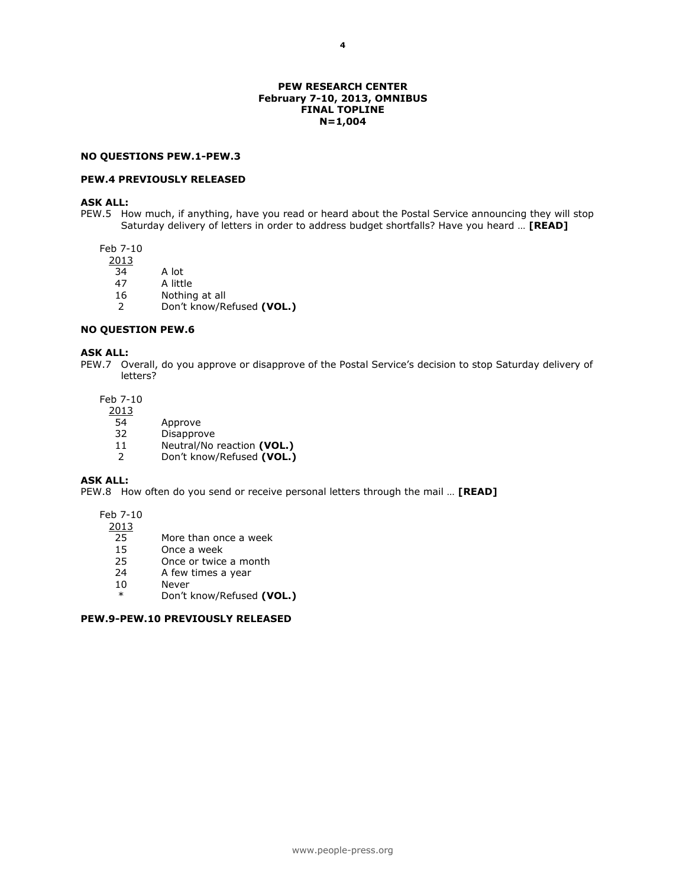**PEW RESEARCH CENTER**
**February 7-10, 2013, OMNIBUS**
**FINAL TOPLINE**
**N=1,004**

**NO QUESTIONS PEW.1-PEW.3**

**PEW.4 PREVIOUSLY RELEASED**

**ASK ALL:**
PEW.5 How much, if anything, have you read or heard about the Postal Service announcing they will stop Saturday delivery of letters in order to address budget shortfalls? Have you heard … **[READ]**

| Feb 7-10 2013 | |
|---|---|
| 34 | A lot |
| 47 | A little |
| 16 | Nothing at all |
| 2 | Don't know/Refused **(VOL.)** |

**NO QUESTION PEW.6**

**ASK ALL:**
PEW.7 Overall, do you approve or disapprove of the Postal Service's decision to stop Saturday delivery of letters?

| Feb 7-10 2013 | |
|---|---|
| 54 | Approve |
| 32 | Disapprove |
| 11 | Neutral/No reaction **(VOL.)** |
| 2 | Don't know/Refused **(VOL.)** |

**ASK ALL:**
PEW.8 How often do you send or receive personal letters through the mail … **[READ]**

| Feb 7-10 2013 | |
|---|---|
| 25 | More than once a week |
| 15 | Once a week |
| 25 | Once or twice a month |
| 24 | A few times a year |
| 10 | Never |
| * | Don't know/Refused **(VOL.)** |

**PEW.9-PEW.10 PREVIOUSLY RELEASED**